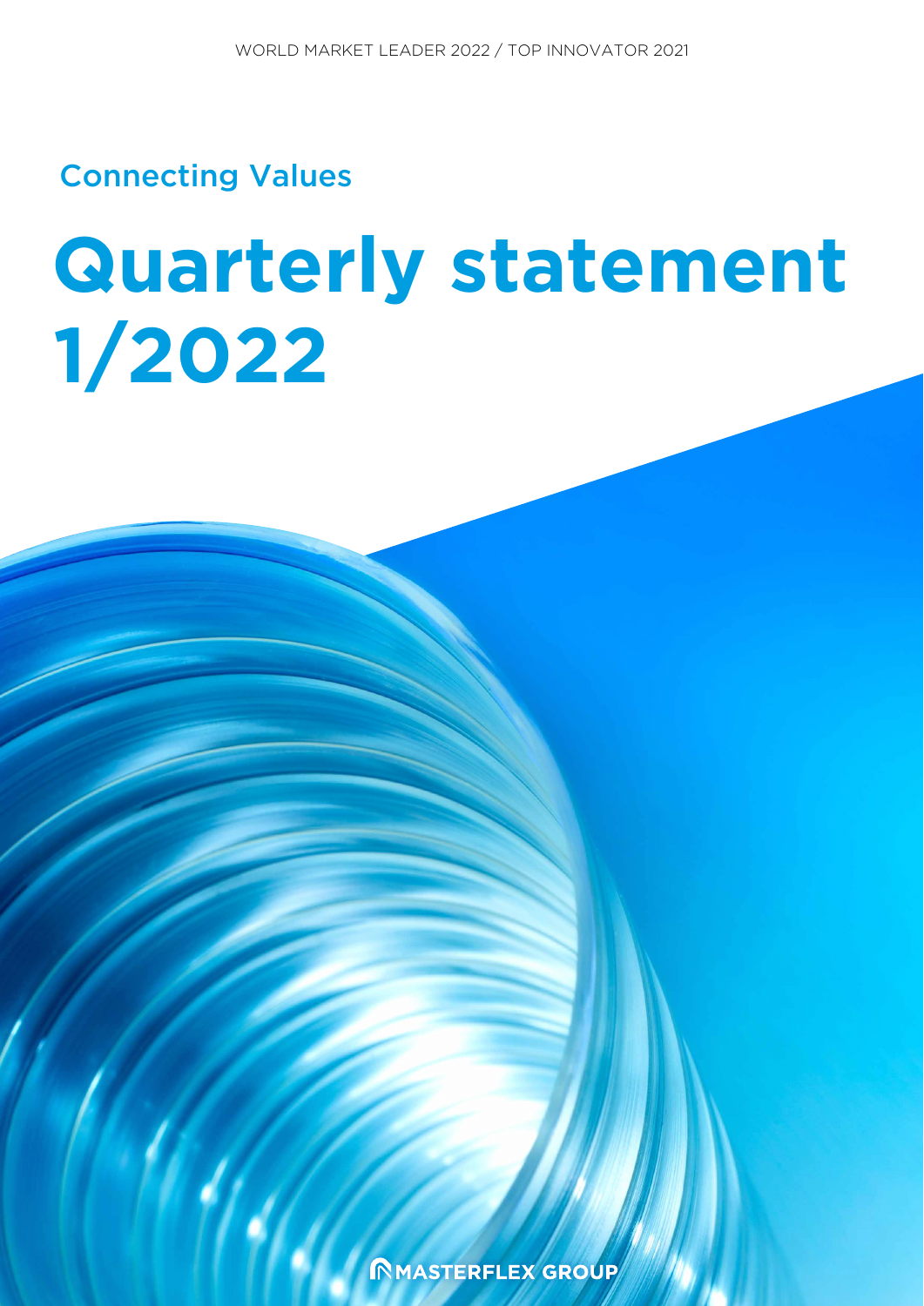WORLD MARKET LEADER 2022 / TOP INNOVATOR 2021

Connecting Values

# Quarterly statement 1/2022

MASTERFLEX GROUP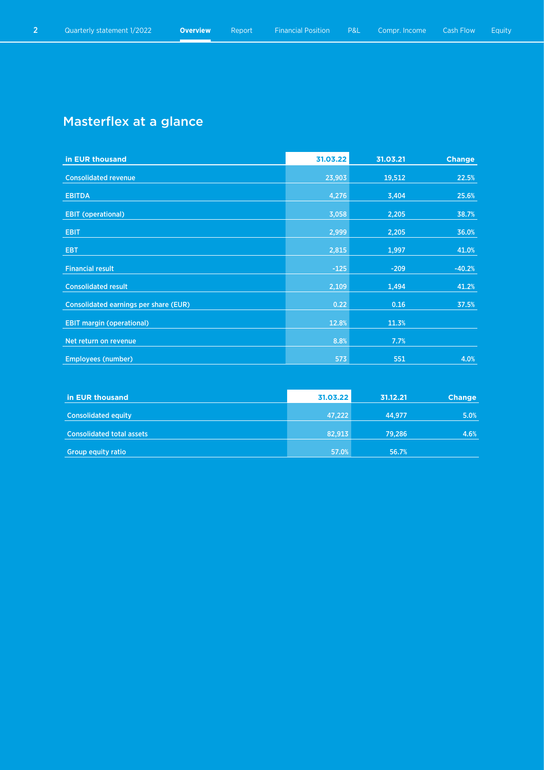# Masterflex at a glance

| in EUR thousand | 31.03.22 | 31.03.21 | Change |
|---|---|---|---|
| Consolidated revenue | 23,903 | 19,512 | 22.5% |
| EBITDA | 4,276 | 3,404 | 25.6% |
| EBIT (operational) | 3,058 | 2,205 | 38.7% |
| EBIT | 2,999 | 2,205 | 36.0% |
| EBT | 2,815 | 1,997 | 41.0% |
| Financial result | -125 | -209 | -40.2% |
| Consolidated result | 2,109 | 1,494 | 41.2% |
| Consolidated earnings per share (EUR) | 0.22 | 0.16 | 37.5% |
| EBIT margin (operational) | 12.8% | 11.3% | |
| Net return on revenue | 8.8% | 7.7% | |
| Employees (number) | 573 | 551 | 4.0% |

| in EUR thousand | 31.03.22 | 31.12.21 | Change |
|---|---|---|---|
| Consolidated equity | 47,222 | 44,977 | 5.0% |
| Consolidated total assets | 82,913 | 79,286 | 4.6% |
| Group equity ratio | 57.0% | 56.7% | |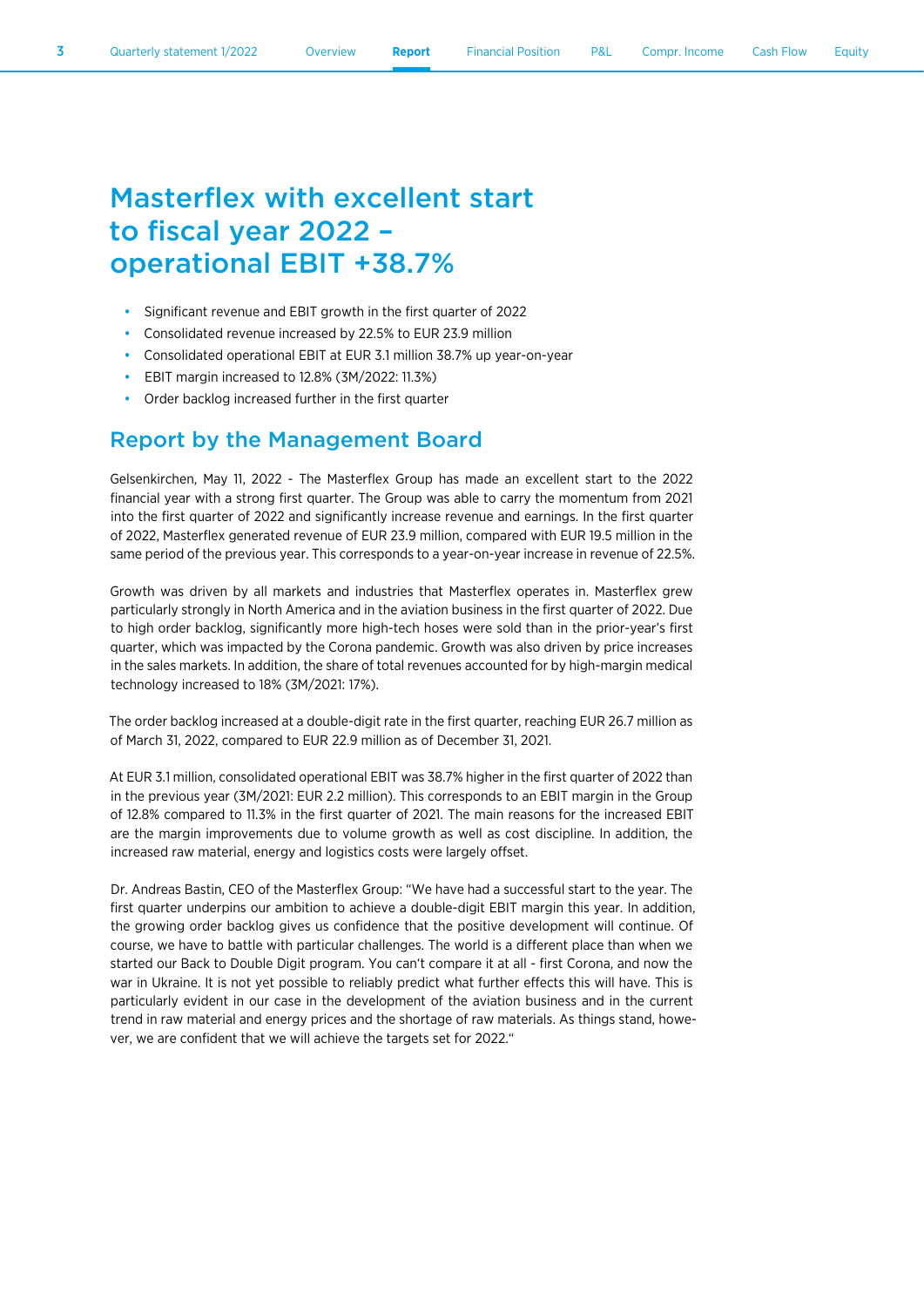# Masterflex with excellent start to fiscal year 2022 – operational EBIT +38.7%

- Significant revenue and EBIT growth in the first quarter of 2022
- Consolidated revenue increased by 22.5% to EUR 23.9 million
- Consolidated operational EBIT at EUR 3.1 million 38.7% up year-on-year
- EBIT margin increased to 12.8% (3M/2022: 11.3%)
- Order backlog increased further in the first quarter

## Report by the Management Board

Gelsenkirchen, May 11, 2022 - The Masterflex Group has made an excellent start to the 2022 financial year with a strong first quarter. The Group was able to carry the momentum from 2021 into the first quarter of 2022 and significantly increase revenue and earnings. In the first quarter of 2022, Masterflex generated revenue of EUR 23.9 million, compared with EUR 19.5 million in the same period of the previous year. This corresponds to a year-on-year increase in revenue of 22.5%.

Growth was driven by all markets and industries that Masterflex operates in. Masterflex grew particularly strongly in North America and in the aviation business in the first quarter of 2022. Due to high order backlog, significantly more high-tech hoses were sold than in the prior-year's first quarter, which was impacted by the Corona pandemic. Growth was also driven by price increases in the sales markets. In addition, the share of total revenues accounted for by high-margin medical technology increased to 18% (3M/2021: 17%).

The order backlog increased at a double-digit rate in the first quarter, reaching EUR 26.7 million as of March 31, 2022, compared to EUR 22.9 million as of December 31, 2021.

At EUR 3.1 million, consolidated operational EBIT was 38.7% higher in the first quarter of 2022 than in the previous year (3M/2021: EUR 2.2 million). This corresponds to an EBIT margin in the Group of 12.8% compared to 11.3% in the first quarter of 2021. The main reasons for the increased EBIT are the margin improvements due to volume growth as well as cost discipline. In addition, the increased raw material, energy and logistics costs were largely offset.

Dr. Andreas Bastin, CEO of the Masterflex Group: "We have had a successful start to the year. The first quarter underpins our ambition to achieve a double-digit EBIT margin this year. In addition, the growing order backlog gives us confidence that the positive development will continue. Of course, we have to battle with particular challenges. The world is a different place than when we started our Back to Double Digit program. You can't compare it at all - first Corona, and now the war in Ukraine. It is not yet possible to reliably predict what further effects this will have. This is particularly evident in our case in the development of the aviation business and in the current trend in raw material and energy prices and the shortage of raw materials. As things stand, however, we are confident that we will achieve the targets set for 2022."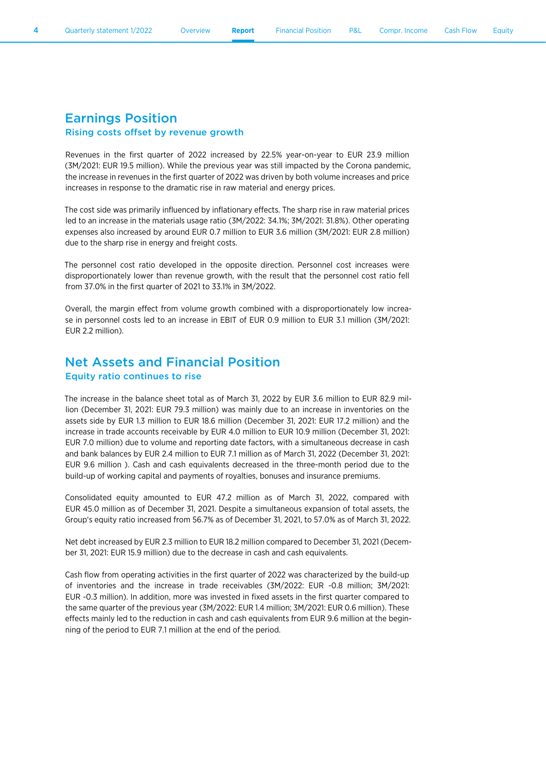# Earnings Position

## Rising costs offset by revenue growth

Revenues in the first quarter of 2022 increased by 22.5% year-on-year to EUR 23.9 million (3M/2021: EUR 19.5 million). While the previous year was still impacted by the Corona pandemic, the increase in revenues in the first quarter of 2022 was driven by both volume increases and price increases in response to the dramatic rise in raw material and energy prices.

The cost side was primarily influenced by inflationary effects. The sharp rise in raw material prices led to an increase in the materials usage ratio (3M/2022: 34.1%; 3M/2021: 31.8%). Other operating expenses also increased by around EUR 0.7 million to EUR 3.6 million (3M/2021: EUR 2.8 million) due to the sharp rise in energy and freight costs.

The personnel cost ratio developed in the opposite direction. Personnel cost increases were disproportionately lower than revenue growth, with the result that the personnel cost ratio fell from 37.0% in the first quarter of 2021 to 33.1% in 3M/2022.

Overall, the margin effect from volume growth combined with a disproportionately low increase in personnel costs led to an increase in EBIT of EUR 0.9 million to EUR 3.1 million (3M/2021: EUR 2.2 million).

# Net Assets and Financial Position

## Equity ratio continues to rise

The increase in the balance sheet total as of March 31, 2022 by EUR 3.6 million to EUR 82.9 million (December 31, 2021: EUR 79.3 million) was mainly due to an increase in inventories on the assets side by EUR 1.3 million to EUR 18.6 million (December 31, 2021: EUR 17.2 million) and the increase in trade accounts receivable by EUR 4.0 million to EUR 10.9 million (December 31, 2021: EUR 7.0 million) due to volume and reporting date factors, with a simultaneous decrease in cash and bank balances by EUR 2.4 million to EUR 7.1 million as of March 31, 2022 (December 31, 2021: EUR 9.6 million ). Cash and cash equivalents decreased in the three-month period due to the build-up of working capital and payments of royalties, bonuses and insurance premiums.

Consolidated equity amounted to EUR 47.2 million as of March 31, 2022, compared with EUR 45.0 million as of December 31, 2021. Despite a simultaneous expansion of total assets, the Group's equity ratio increased from 56.7% as of December 31, 2021, to 57.0% as of March 31, 2022.

Net debt increased by EUR 2.3 million to EUR 18.2 million compared to December 31, 2021 (December 31, 2021: EUR 15.9 million) due to the decrease in cash and cash equivalents.

Cash flow from operating activities in the first quarter of 2022 was characterized by the build-up of inventories and the increase in trade receivables (3M/2022: EUR -0.8 million; 3M/2021: EUR -0.3 million). In addition, more was invested in fixed assets in the first quarter compared to the same quarter of the previous year (3M/2022: EUR 1.4 million; 3M/2021: EUR 0.6 million). These effects mainly led to the reduction in cash and cash equivalents from EUR 9.6 million at the beginning of the period to EUR 7.1 million at the end of the period.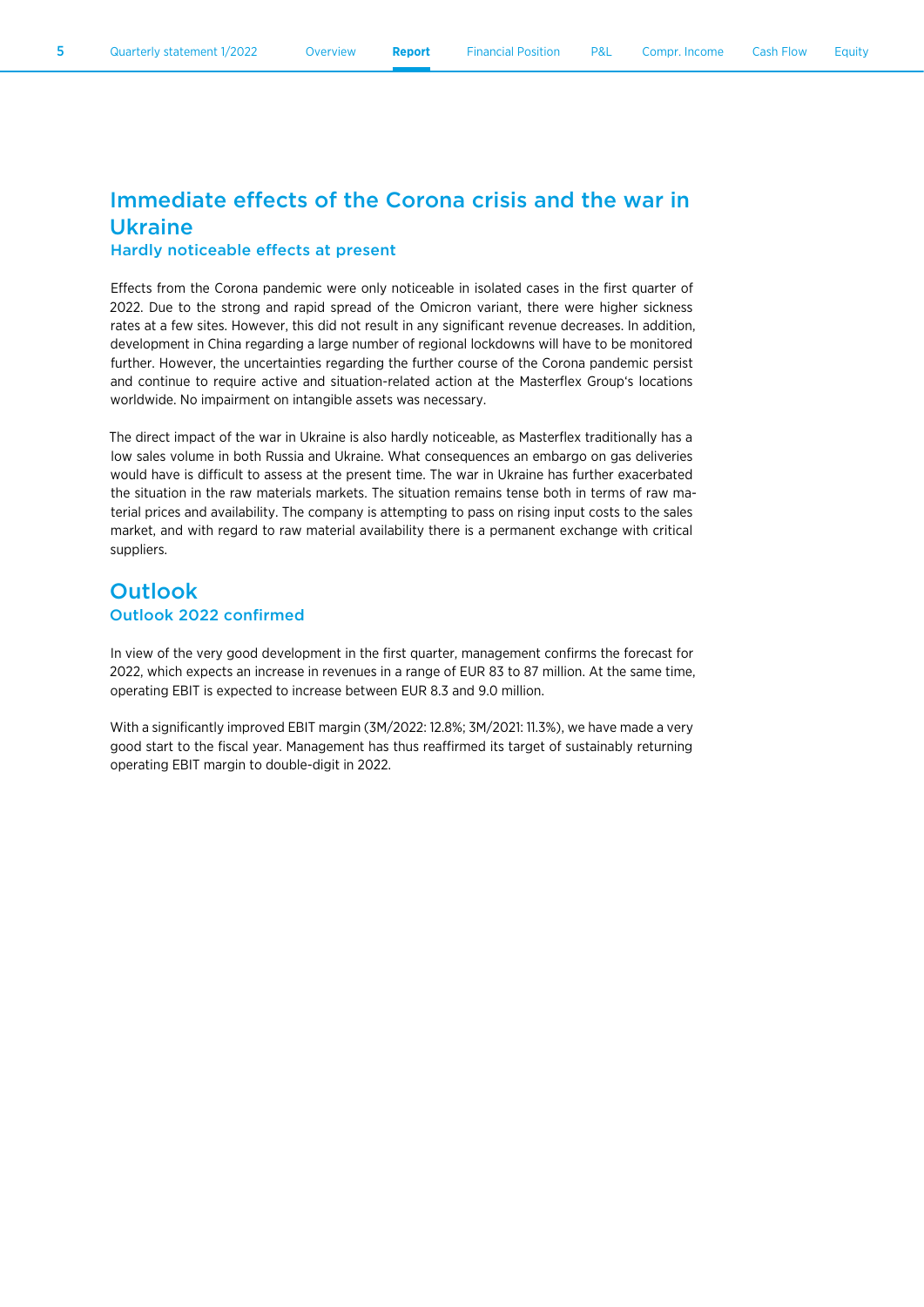# Immediate effects of the Corona crisis and the war in Ukraine

### Hardly noticeable effects at present

Effects from the Corona pandemic were only noticeable in isolated cases in the first quarter of 2022. Due to the strong and rapid spread of the Omicron variant, there were higher sickness rates at a few sites. However, this did not result in any significant revenue decreases. In addition, development in China regarding a large number of regional lockdowns will have to be monitored further. However, the uncertainties regarding the further course of the Corona pandemic persist and continue to require active and situation-related action at the Masterflex Group's locations worldwide. No impairment on intangible assets was necessary.

The direct impact of the war in Ukraine is also hardly noticeable, as Masterflex traditionally has a low sales volume in both Russia and Ukraine. What consequences an embargo on gas deliveries would have is difficult to assess at the present time. The war in Ukraine has further exacerbated the situation in the raw materials markets. The situation remains tense both in terms of raw material prices and availability. The company is attempting to pass on rising input costs to the sales market, and with regard to raw material availability there is a permanent exchange with critical suppliers.

# Outlook

### Outlook 2022 confirmed

In view of the very good development in the first quarter, management confirms the forecast for 2022, which expects an increase in revenues in a range of EUR 83 to 87 million. At the same time, operating EBIT is expected to increase between EUR 8.3 and 9.0 million.

With a significantly improved EBIT margin (3M/2022: 12.8%; 3M/2021: 11.3%), we have made a very good start to the fiscal year. Management has thus reaffirmed its target of sustainably returning operating EBIT margin to double-digit in 2022.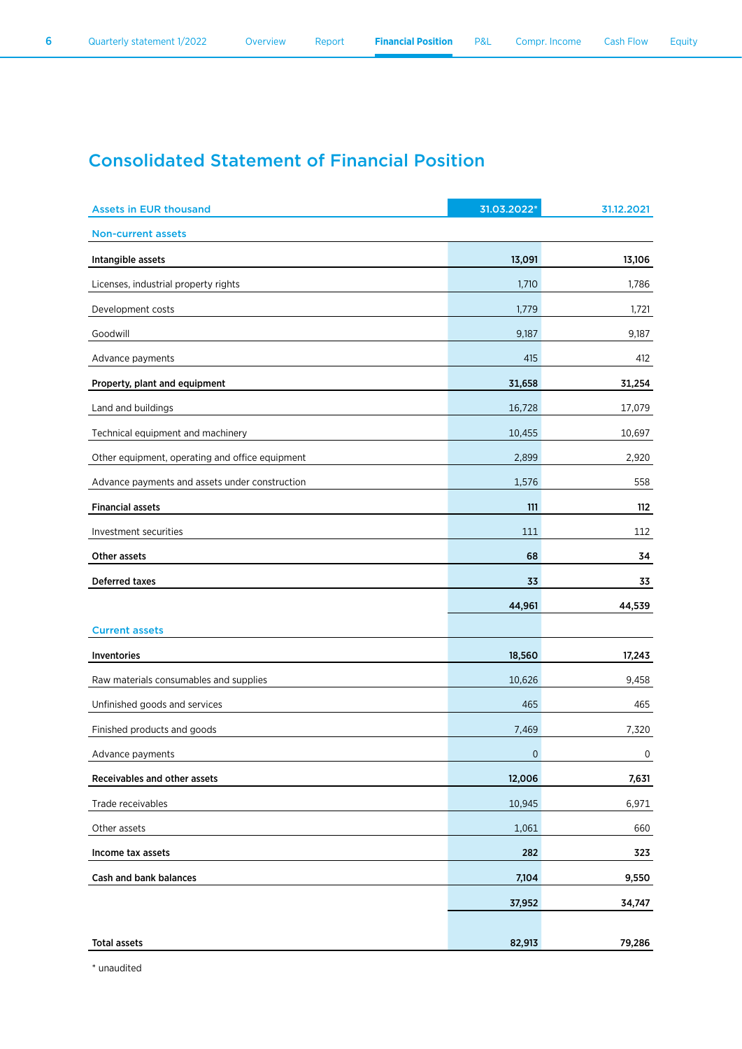# Consolidated Statement of Financial Position

| Assets in EUR thousand | 31.03.2022* | 31.12.2021 |
|---|---|---|
| **Non-current assets** | | |
| **Intangible assets** | **13,091** | **13,106** |
| Licenses, industrial property rights | 1,710 | 1,786 |
| Development costs | 1,779 | 1,721 |
| Goodwill | 9,187 | 9,187 |
| Advance payments | 415 | 412 |
| **Property, plant and equipment** | **31,658** | **31,254** |
| Land and buildings | 16,728 | 17,079 |
| Technical equipment and machinery | 10,455 | 10,697 |
| Other equipment, operating and office equipment | 2,899 | 2,920 |
| Advance payments and assets under construction | 1,576 | 558 |
| **Financial assets** | **111** | **112** |
| Investment securities | 111 | 112 |
| **Other assets** | **68** | **34** |
| **Deferred taxes** | **33** | **33** |
| | **44,961** | **44,539** |
| **Current assets** | | |
| **Inventories** | **18,560** | **17,243** |
| Raw materials consumables and supplies | 10,626 | 9,458 |
| Unfinished goods and services | 465 | 465 |
| Finished products and goods | 7,469 | 7,320 |
| Advance payments | 0 | 0 |
| **Receivables and other assets** | **12,006** | **7,631** |
| Trade receivables | 10,945 | 6,971 |
| Other assets | 1,061 | 660 |
| **Income tax assets** | **282** | **323** |
| **Cash and bank balances** | **7,104** | **9,550** |
| | **37,952** | **34,747** |
| **Total assets** | **82,913** | **79,286** |

* unaudited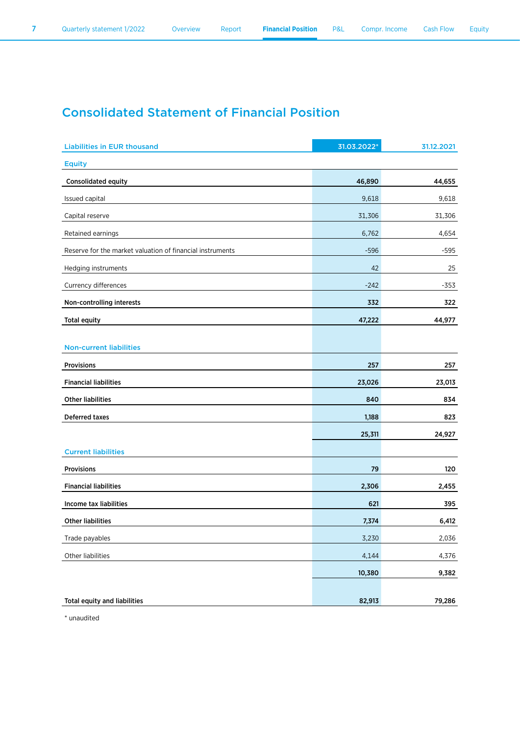# Consolidated Statement of Financial Position

| Liabilities in EUR thousand | 31.03.2022* | 31.12.2021 |
|---|---|---|
| **Equity** | | |
| **Consolidated equity** | **46,890** | **44,655** |
| Issued capital | 9,618 | 9,618 |
| Capital reserve | 31,306 | 31,306 |
| Retained earnings | 6,762 | 4,654 |
| Reserve for the market valuation of financial instruments | -596 | -595 |
| Hedging instruments | 42 | 25 |
| Currency differences | -242 | -353 |
| **Non-controlling interests** | **332** | **322** |
| **Total equity** | **47,222** | **44,977** |
| **Non-current liabilities** | | |
| **Provisions** | **257** | **257** |
| **Financial liabilities** | **23,026** | **23,013** |
| **Other liabilities** | **840** | **834** |
| **Deferred taxes** | **1,188** | **823** |
| | **25,311** | **24,927** |
| **Current liabilities** | | |
| **Provisions** | **79** | **120** |
| **Financial liabilities** | **2,306** | **2,455** |
| **Income tax liabilities** | **621** | **395** |
| **Other liabilities** | **7,374** | **6,412** |
| Trade payables | 3,230 | 2,036 |
| Other liabilities | 4,144 | 4,376 |
| | **10,380** | **9,382** |
| **Total equity and liabilities** | **82,913** | **79,286** |

* unaudited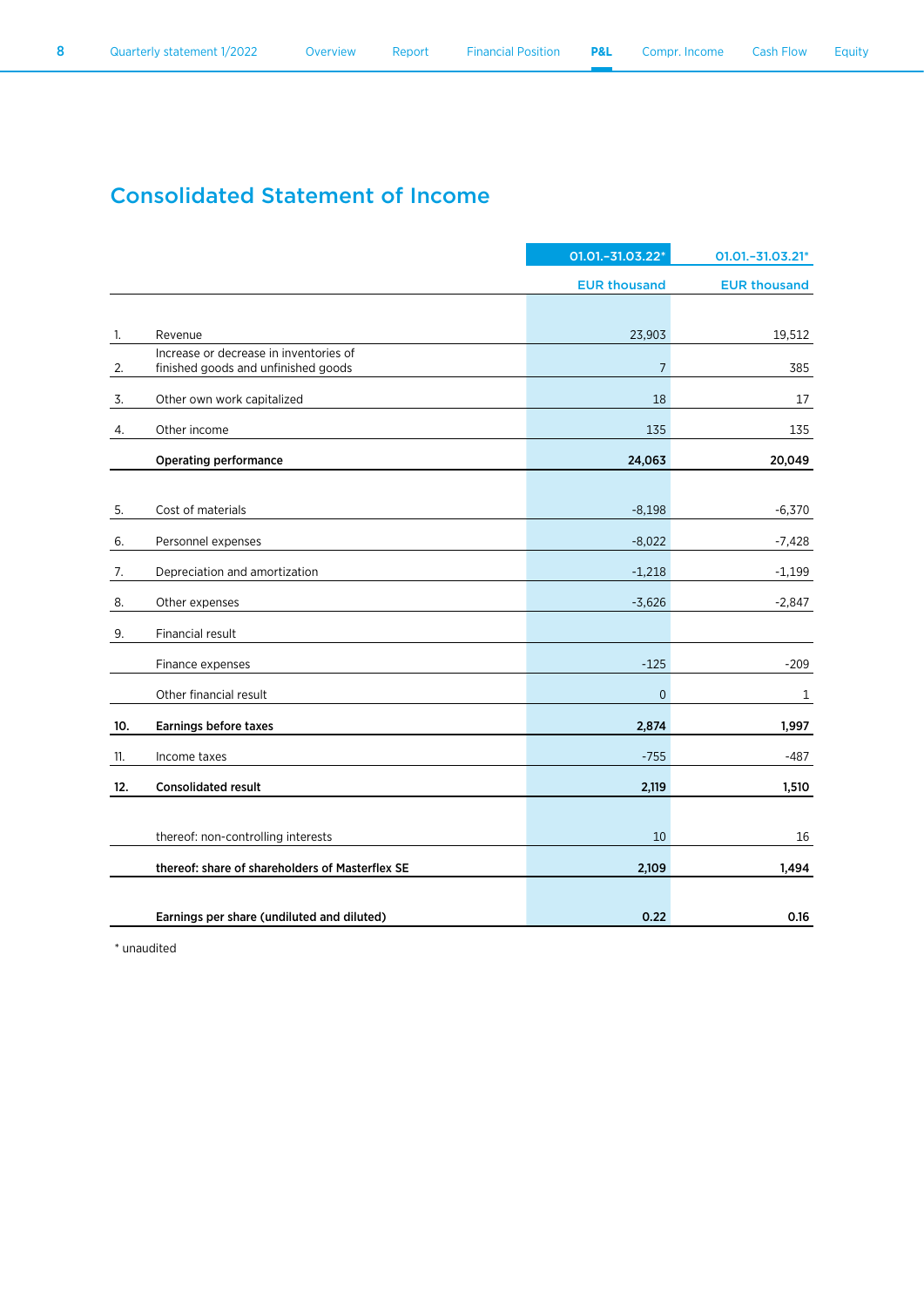# Consolidated Statement of Income

| | | 01.01.–31.03.22* | 01.01.–31.03.21* |
|---|---|---|---|
| | | EUR thousand | EUR thousand |
| 1. | Revenue | 23,903 | 19,512 |
| 2. | Increase or decrease in inventories of finished goods and unfinished goods | 7 | 385 |
| 3. | Other own work capitalized | 18 | 17 |
| 4. | Other income | 135 | 135 |
| | **Operating performance** | **24,063** | **20,049** |
| 5. | Cost of materials | -8,198 | -6,370 |
| 6. | Personnel expenses | -8,022 | -7,428 |
| 7. | Depreciation and amortization | -1,218 | -1,199 |
| 8. | Other expenses | -3,626 | -2,847 |
| 9. | Financial result | | |
| | Finance expenses | -125 | -209 |
| | Other financial result | 0 | 1 |
| **10.** | **Earnings before taxes** | **2,874** | **1,997** |
| 11. | Income taxes | -755 | -487 |
| **12.** | **Consolidated result** | **2,119** | **1,510** |
| | thereof: non-controlling interests | 10 | 16 |
| | **thereof: share of shareholders of Masterflex SE** | **2,109** | **1,494** |
| | **Earnings per share (undiluted and diluted)** | **0.22** | **0.16** |

\* unaudited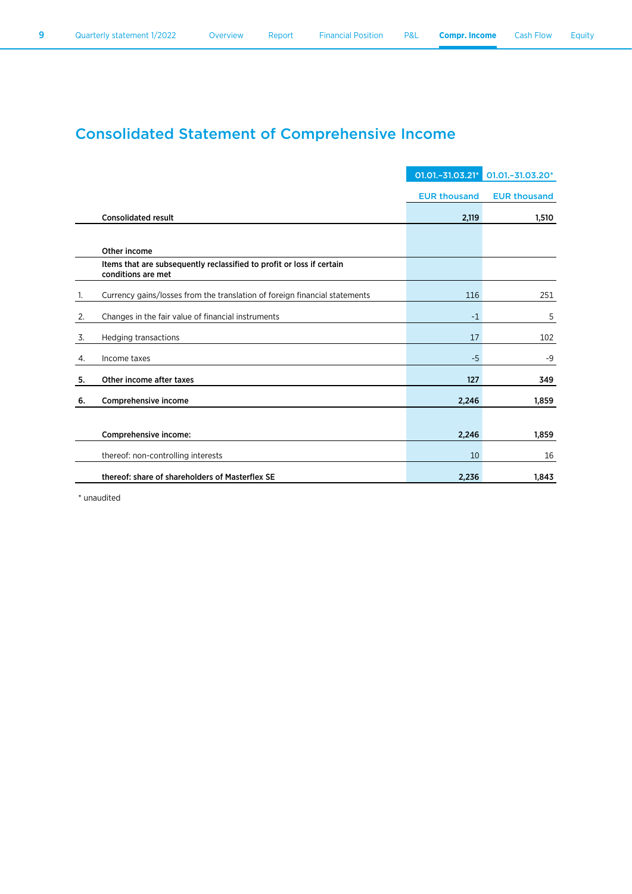# Consolidated Statement of Comprehensive Income

| | | 01.01.–31.03.21* | 01.01.–31.03.20* |
|---|---|---|---|
| | | EUR thousand | EUR thousand |
| | **Consolidated result** | **2,119** | **1,510** |
| | **Other income** | | |
| | **Items that are subsequently reclassified to profit or loss if certain conditions are met** | | |
| 1. | Currency gains/losses from the translation of foreign financial statements | 116 | 251 |
| 2. | Changes in the fair value of financial instruments | -1 | 5 |
| 3. | Hedging transactions | 17 | 102 |
| 4. | Income taxes | -5 | -9 |
| **5.** | **Other income after taxes** | **127** | **349** |
| **6.** | **Comprehensive income** | **2,246** | **1,859** |
| | **Comprehensive income:** | **2,246** | **1,859** |
| | thereof: non-controlling interests | 10 | 16 |
| | **thereof: share of shareholders of Masterflex SE** | **2,236** | **1,843** |

* unaudited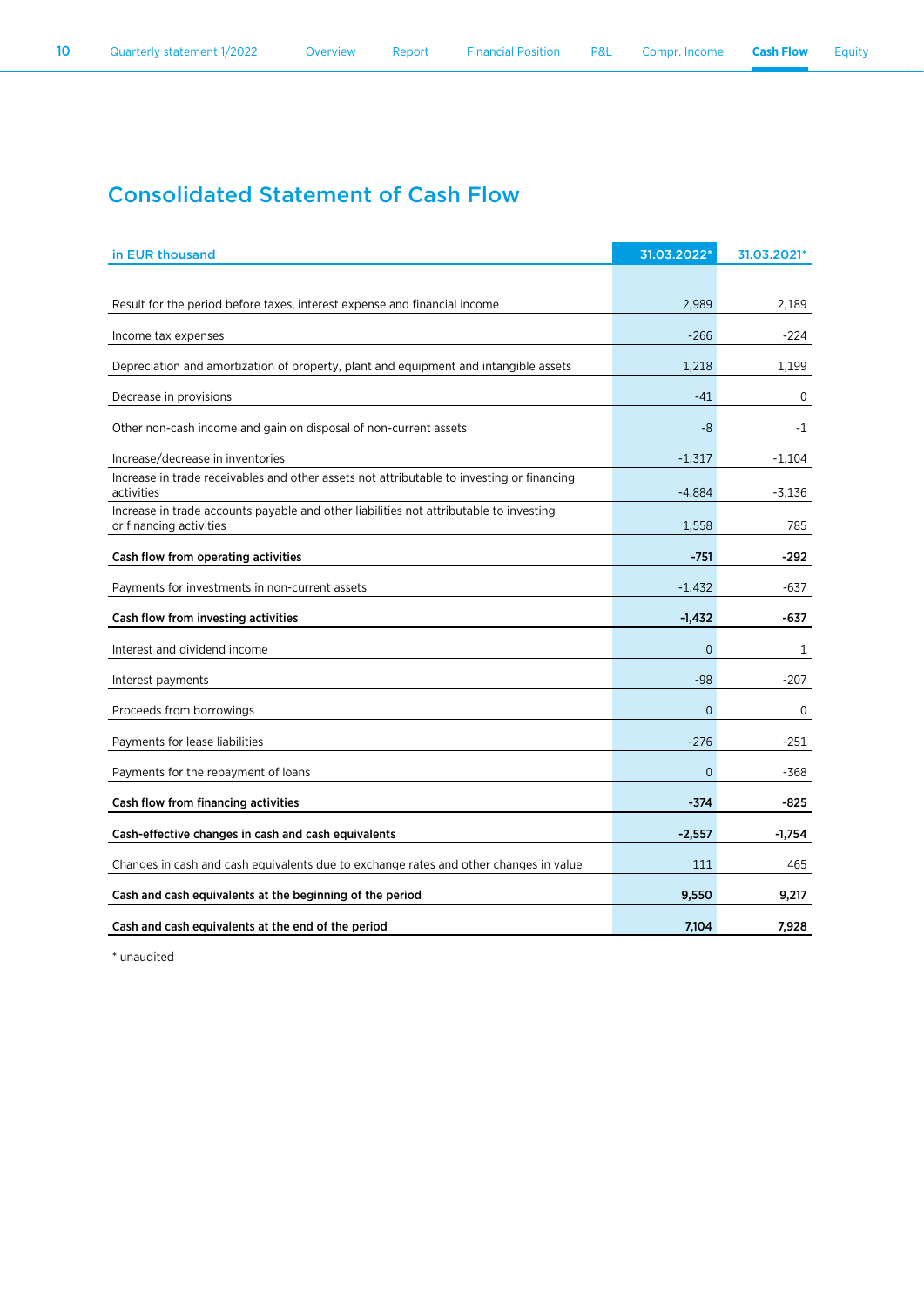# Consolidated Statement of Cash Flow

| in EUR thousand | 31.03.2022* | 31.03.2021* |
|---|---|---|
| Result for the period before taxes, interest expense and financial income | 2,989 | 2,189 |
| Income tax expenses | -266 | -224 |
| Depreciation and amortization of property, plant and equipment and intangible assets | 1,218 | 1,199 |
| Decrease in provisions | -41 | 0 |
| Other non-cash income and gain on disposal of non-current assets | -8 | -1 |
| Increase/decrease in inventories | -1,317 | -1,104 |
| Increase in trade receivables and other assets not attributable to investing or financing activities | -4,884 | -3,136 |
| Increase in trade accounts payable and other liabilities not attributable to investing or financing activities | 1,558 | 785 |
| **Cash flow from operating activities** | **-751** | **-292** |
| Payments for investments in non-current assets | -1,432 | -637 |
| **Cash flow from investing activities** | **-1,432** | **-637** |
| Interest and dividend income | 0 | 1 |
| Interest payments | -98 | -207 |
| Proceeds from borrowings | 0 | 0 |
| Payments for lease liabilities | -276 | -251 |
| Payments for the repayment of loans | 0 | -368 |
| **Cash flow from financing activities** | **-374** | **-825** |
| **Cash-effective changes in cash and cash equivalents** | **-2,557** | **-1,754** |
| Changes in cash and cash equivalents due to exchange rates and other changes in value | 111 | 465 |
| **Cash and cash equivalents at the beginning of the period** | **9,550** | **9,217** |
| **Cash and cash equivalents at the end of the period** | **7,104** | **7,928** |

\* unaudited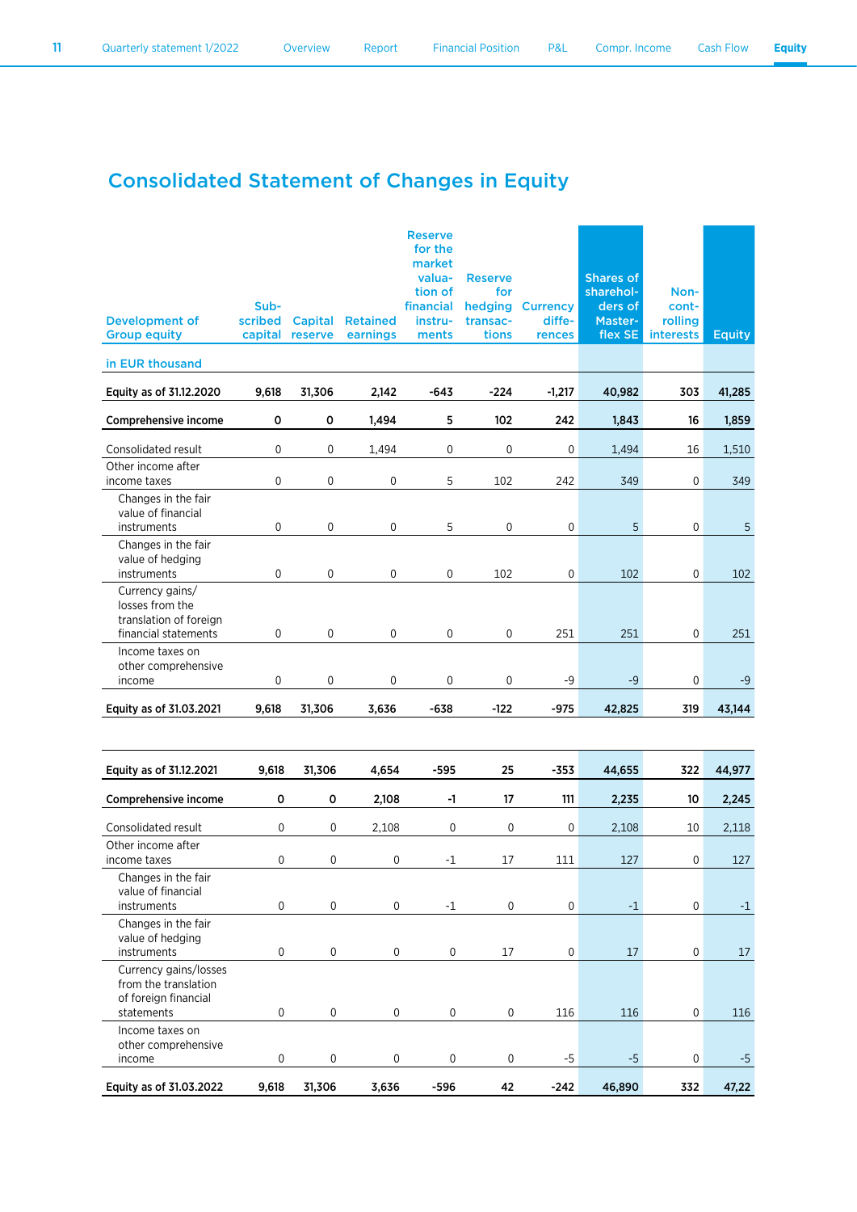# Consolidated Statement of Changes in Equity

| Development of Group equity | Subscribed capital | Capital reserve | Retained earnings | Reserve for the market valuation of financial instruments | Reserve for hedging transactions | Currency differences | Shares of shareholders of Masterflex SE | Non-controlling interests | Equity |
|---|---|---|---|---|---|---|---|---|---|
| in EUR thousand | | | | | | | | | |
| **Equity as of 31.12.2020** | **9,618** | **31,306** | **2,142** | **-643** | **-224** | **-1,217** | **40,982** | **303** | **41,285** |
| **Comprehensive income** | **0** | **0** | **1,494** | **5** | **102** | **242** | **1,843** | **16** | **1,859** |
| Consolidated result | 0 | 0 | 1,494 | 0 | 0 | 0 | 1,494 | 16 | 1,510 |
| Other income after income taxes | 0 | 0 | 0 | 5 | 102 | 242 | 349 | 0 | 349 |
| Changes in the fair value of financial instruments | 0 | 0 | 0 | 5 | 0 | 0 | 5 | 0 | 5 |
| Changes in the fair value of hedging instruments | 0 | 0 | 0 | 0 | 102 | 0 | 102 | 0 | 102 |
| Currency gains/ losses from the translation of foreign financial statements | 0 | 0 | 0 | 0 | 0 | 251 | 251 | 0 | 251 |
| Income taxes on other comprehensive income | 0 | 0 | 0 | 0 | 0 | -9 | -9 | 0 | -9 |
| **Equity as of 31.03.2021** | **9,618** | **31,306** | **3,636** | **-638** | **-122** | **-975** | **42,825** | **319** | **43,144** |
| | | | | | | | | | |
| **Equity as of 31.12.2021** | **9,618** | **31,306** | **4,654** | **-595** | **25** | **-353** | **44,655** | **322** | **44,977** |
| **Comprehensive income** | **0** | **0** | **2,108** | **-1** | **17** | **111** | **2,235** | **10** | **2,245** |
| Consolidated result | 0 | 0 | 2,108 | 0 | 0 | 0 | 2,108 | 10 | 2,118 |
| Other income after income taxes | 0 | 0 | 0 | -1 | 17 | 111 | 127 | 0 | 127 |
| Changes in the fair value of financial instruments | 0 | 0 | 0 | -1 | 0 | 0 | -1 | 0 | -1 |
| Changes in the fair value of hedging instruments | 0 | 0 | 0 | 0 | 17 | 0 | 17 | 0 | 17 |
| Currency gains/losses from the translation of foreign financial statements | 0 | 0 | 0 | 0 | 0 | 116 | 116 | 0 | 116 |
| Income taxes on other comprehensive income | 0 | 0 | 0 | 0 | 0 | -5 | -5 | 0 | -5 |
| **Equity as of 31.03.2022** | **9,618** | **31,306** | **3,636** | **-596** | **42** | **-242** | **46,890** | **332** | **47,22** |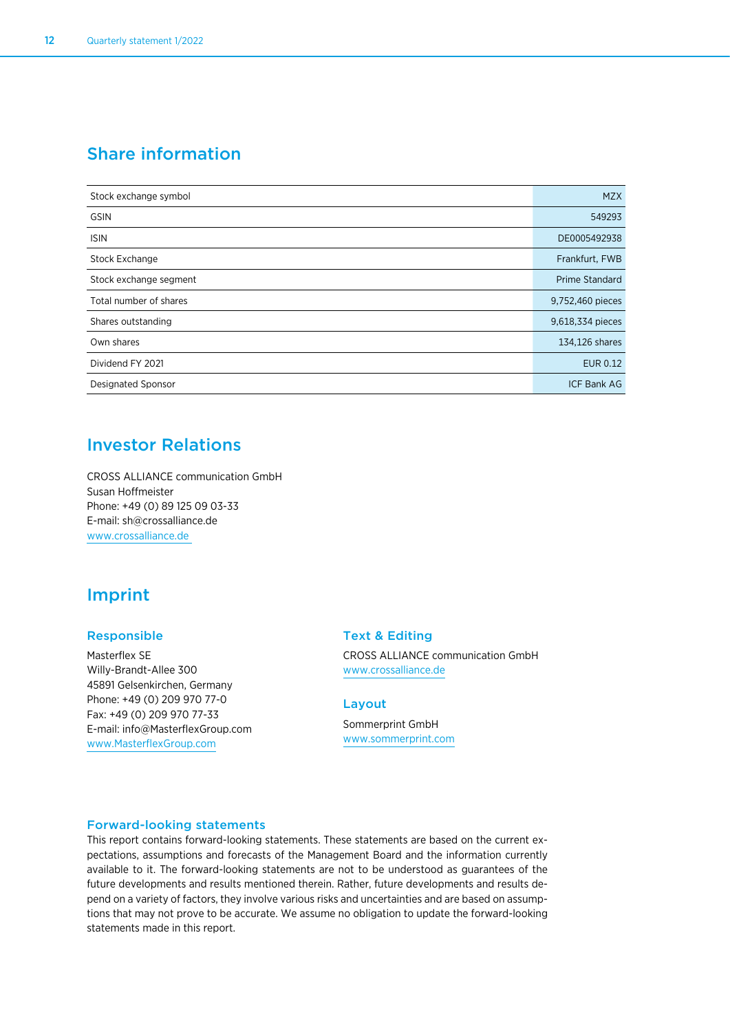## Share information

| | |
|---|---|
| Stock exchange symbol | MZX |
| GSIN | 549293 |
| ISIN | DE0005492938 |
| Stock Exchange | Frankfurt, FWB |
| Stock exchange segment | Prime Standard |
| Total number of shares | 9,752,460 pieces |
| Shares outstanding | 9,618,334 pieces |
| Own shares | 134,126 shares |
| Dividend FY 2021 | EUR 0.12 |
| Designated Sponsor | ICF Bank AG |

## Investor Relations

CROSS ALLIANCE communication GmbH
Susan Hoffmeister
Phone: +49 (0) 89 125 09 03-33
E-mail: sh@crossalliance.de
www.crossalliance.de

## Imprint

### Responsible

Masterflex SE
Willy-Brandt-Allee 300
45891 Gelsenkirchen, Germany
Phone: +49 (0) 209 970 77-0
Fax: +49 (0) 209 970 77-33
E-mail: info@MasterflexGroup.com
www.MasterflexGroup.com

### Text & Editing

CROSS ALLIANCE communication GmbH
www.crossalliance.de

### Layout

Sommerprint GmbH
www.sommerprint.com

### Forward-looking statements

This report contains forward-looking statements. These statements are based on the current expectations, assumptions and forecasts of the Management Board and the information currently available to it. The forward-looking statements are not to be understood as guarantees of the future developments and results mentioned therein. Rather, future developments and results depend on a variety of factors, they involve various risks and uncertainties and are based on assumptions that may not prove to be accurate. We assume no obligation to update the forward-looking statements made in this report.